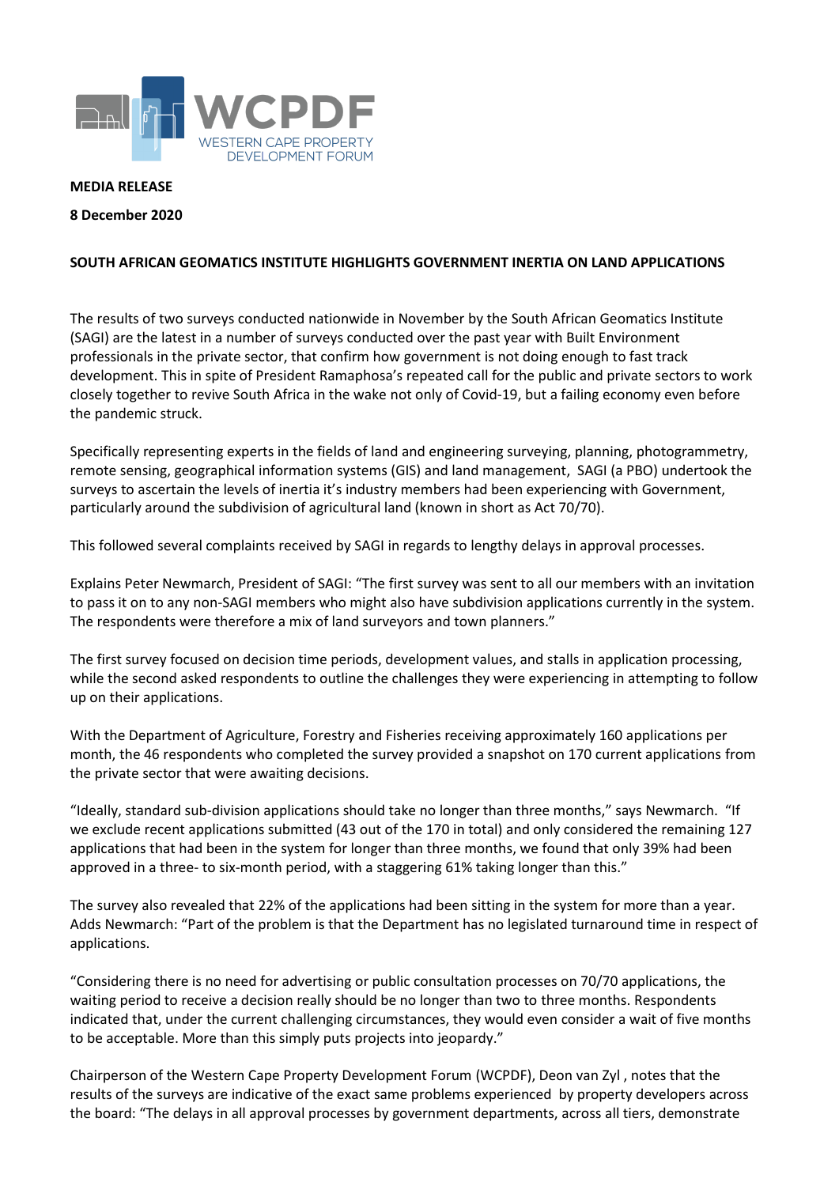WCPDF
WESTERN CAPE PROPERTY DEVELOPMENT FORUM

**MEDIA RELEASE**

**8 December 2020**

**SOUTH AFRICAN GEOMATICS INSTITUTE HIGHLIGHTS GOVERNMENT INERTIA ON LAND APPLICATIONS**

The results of two surveys conducted nationwide in November by the South African Geomatics Institute (SAGI) are the latest in a number of surveys conducted over the past year with Built Environment professionals in the private sector, that confirm how government is not doing enough to fast track development. This in spite of President Ramaphosa's repeated call for the public and private sectors to work closely together to revive South Africa in the wake not only of Covid-19, but a failing economy even before the pandemic struck.

Specifically representing experts in the fields of land and engineering surveying, planning, photogrammetry, remote sensing, geographical information systems (GIS) and land management, SAGI (a PBO) undertook the surveys to ascertain the levels of inertia it's industry members had been experiencing with Government, particularly around the subdivision of agricultural land (known in short as Act 70/70).

This followed several complaints received by SAGI in regards to lengthy delays in approval processes.

Explains Peter Newmarch, President of SAGI: "The first survey was sent to all our members with an invitation to pass it on to any non-SAGI members who might also have subdivision applications currently in the system. The respondents were therefore a mix of land surveyors and town planners."

The first survey focused on decision time periods, development values, and stalls in application processing, while the second asked respondents to outline the challenges they were experiencing in attempting to follow up on their applications.

With the Department of Agriculture, Forestry and Fisheries receiving approximately 160 applications per month, the 46 respondents who completed the survey provided a snapshot on 170 current applications from the private sector that were awaiting decisions.

"Ideally, standard sub-division applications should take no longer than three months," says Newmarch. "If we exclude recent applications submitted (43 out of the 170 in total) and only considered the remaining 127 applications that had been in the system for longer than three months, we found that only 39% had been approved in a three- to six-month period, with a staggering 61% taking longer than this."

The survey also revealed that 22% of the applications had been sitting in the system for more than a year. Adds Newmarch: "Part of the problem is that the Department has no legislated turnaround time in respect of applications.

"Considering there is no need for advertising or public consultation processes on 70/70 applications, the waiting period to receive a decision really should be no longer than two to three months. Respondents indicated that, under the current challenging circumstances, they would even consider a wait of five months to be acceptable. More than this simply puts projects into jeopardy."

Chairperson of the Western Cape Property Development Forum (WCPDF), Deon van Zyl , notes that the results of the surveys are indicative of the exact same problems experienced by property developers across the board: "The delays in all approval processes by government departments, across all tiers, demonstrate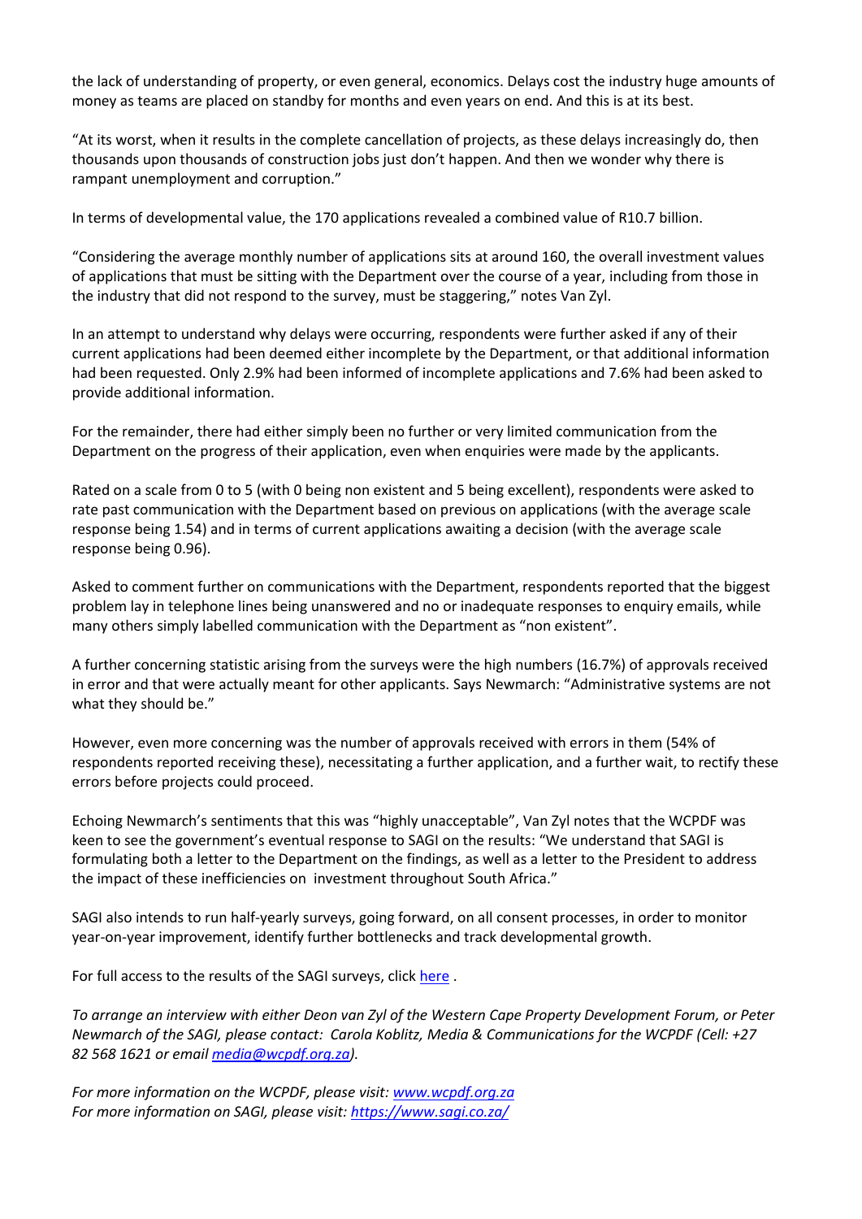the lack of understanding of property, or even general, economics. Delays cost the industry huge amounts of money as teams are placed on standby for months and even years on end. And this is at its best.

"At its worst, when it results in the complete cancellation of projects, as these delays increasingly do, then thousands upon thousands of construction jobs just don't happen. And then we wonder why there is rampant unemployment and corruption."

In terms of developmental value, the 170 applications revealed a combined value of R10.7 billion.

"Considering the average monthly number of applications sits at around 160, the overall investment values of applications that must be sitting with the Department over the course of a year, including from those in the industry that did not respond to the survey, must be staggering," notes Van Zyl.

In an attempt to understand why delays were occurring, respondents were further asked if any of their current applications had been deemed either incomplete by the Department, or that additional information had been requested. Only 2.9% had been informed of incomplete applications and 7.6% had been asked to provide additional information.

For the remainder, there had either simply been no further or very limited communication from the Department on the progress of their application, even when enquiries were made by the applicants.

Rated on a scale from 0 to 5 (with 0 being non existent and 5 being excellent), respondents were asked to rate past communication with the Department based on previous on applications (with the average scale response being 1.54) and in terms of current applications awaiting a decision (with the average scale response being 0.96).

Asked to comment further on communications with the Department, respondents reported that the biggest problem lay in telephone lines being unanswered and no or inadequate responses to enquiry emails, while many others simply labelled communication with the Department as "non existent".

A further concerning statistic arising from the surveys were the high numbers (16.7%) of approvals received in error and that were actually meant for other applicants. Says Newmarch: "Administrative systems are not what they should be."

However, even more concerning was the number of approvals received with errors in them (54% of respondents reported receiving these), necessitating a further application, and a further wait, to rectify these errors before projects could proceed.

Echoing Newmarch's sentiments that this was "highly unacceptable", Van Zyl notes that the WCPDF was keen to see the government's eventual response to SAGI on the results: "We understand that SAGI is formulating both a letter to the Department on the findings, as well as a letter to the President to address the impact of these inefficiencies on investment throughout South Africa."

SAGI also intends to run half-yearly surveys, going forward, on all consent processes, in order to monitor year-on-year improvement, identify further bottlenecks and track developmental growth.

For full access to the results of the SAGI surveys, click [here](#) .

*To arrange an interview with either Deon van Zyl of the Western Cape Property Development Forum, or Peter Newmarch of the SAGI, please contact: Carola Koblitz, Media & Communications for the WCPDF (Cell: +27 82 568 1621 or email [media@wcpdf.org.za](mailto:media@wcpdf.org.za)).*

*For more information on the WCPDF, please visit: [www.wcpdf.org.za](http://www.wcpdf.org.za)*
*For more information on SAGI, please visit: [https://www.sagi.co.za/](https://www.sagi.co.za/)*